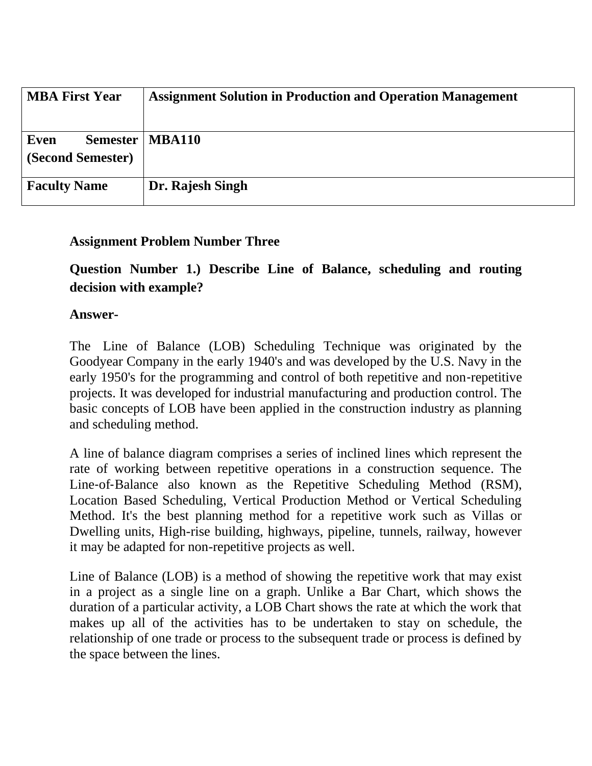| MBA First Year | Assignment Solution in Production and Operation Management |
|---|---|
| Even Semester (Second Semester) | MBA110 |
| Faculty Name | Dr. Rajesh Singh |

**Assignment Problem Number Three**

**Question Number 1.) Describe Line of Balance, scheduling and routing decision with example?**

**Answer-**

The Line of Balance (LOB) Scheduling Technique was originated by the Goodyear Company in the early 1940's and was developed by the U.S. Navy in the early 1950's for the programming and control of both repetitive and non-repetitive projects. It was developed for industrial manufacturing and production control. The basic concepts of LOB have been applied in the construction industry as planning and scheduling method.

A line of balance diagram comprises a series of inclined lines which represent the rate of working between repetitive operations in a construction sequence. The Line-of-Balance also known as the Repetitive Scheduling Method (RSM), Location Based Scheduling, Vertical Production Method or Vertical Scheduling Method. It's the best planning method for a repetitive work such as Villas or Dwelling units, High-rise building, highways, pipeline, tunnels, railway, however it may be adapted for non-repetitive projects as well.

Line of Balance (LOB) is a method of showing the repetitive work that may exist in a project as a single line on a graph. Unlike a Bar Chart, which shows the duration of a particular activity, a LOB Chart shows the rate at which the work that makes up all of the activities has to be undertaken to stay on schedule, the relationship of one trade or process to the subsequent trade or process is defined by the space between the lines.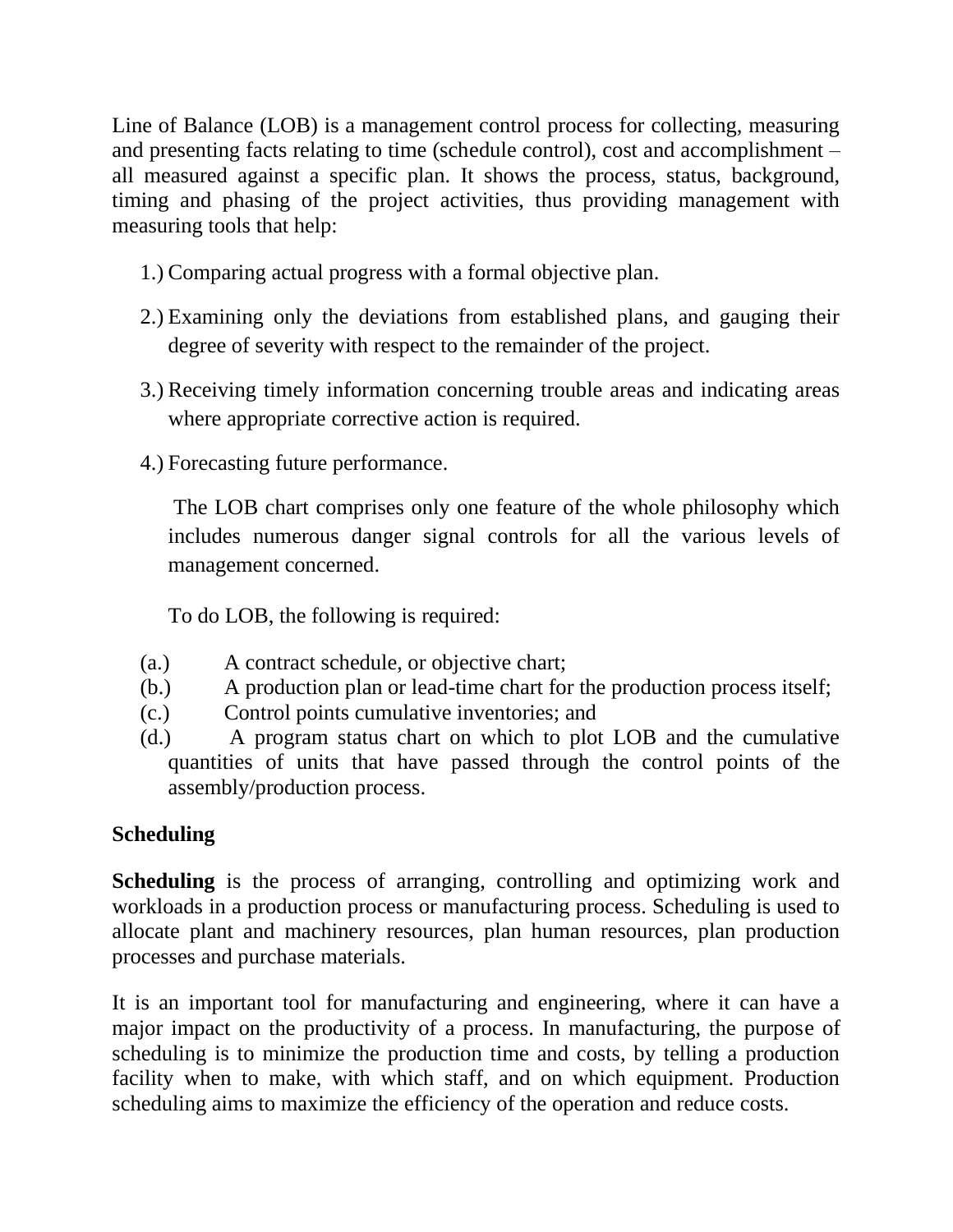Line of Balance (LOB) is a management control process for collecting, measuring and presenting facts relating to time (schedule control), cost and accomplishment – all measured against a specific plan. It shows the process, status, background, timing and phasing of the project activities, thus providing management with measuring tools that help:

1.) Comparing actual progress with a formal objective plan.

2.) Examining only the deviations from established plans, and gauging their degree of severity with respect to the remainder of the project.

3.) Receiving timely information concerning trouble areas and indicating areas where appropriate corrective action is required.

4.) Forecasting future performance.

The LOB chart comprises only one feature of the whole philosophy which includes numerous danger signal controls for all the various levels of management concerned.

To do LOB, the following is required:

(a.) A contract schedule, or objective chart;
(b.) A production plan or lead-time chart for the production process itself;
(c.) Control points cumulative inventories; and
(d.) A program status chart on which to plot LOB and the cumulative quantities of units that have passed through the control points of the assembly/production process.

**Scheduling**

**Scheduling** is the process of arranging, controlling and optimizing work and workloads in a production process or manufacturing process. Scheduling is used to allocate plant and machinery resources, plan human resources, plan production processes and purchase materials.

It is an important tool for manufacturing and engineering, where it can have a major impact on the productivity of a process. In manufacturing, the purpose of scheduling is to minimize the production time and costs, by telling a production facility when to make, with which staff, and on which equipment. Production scheduling aims to maximize the efficiency of the operation and reduce costs.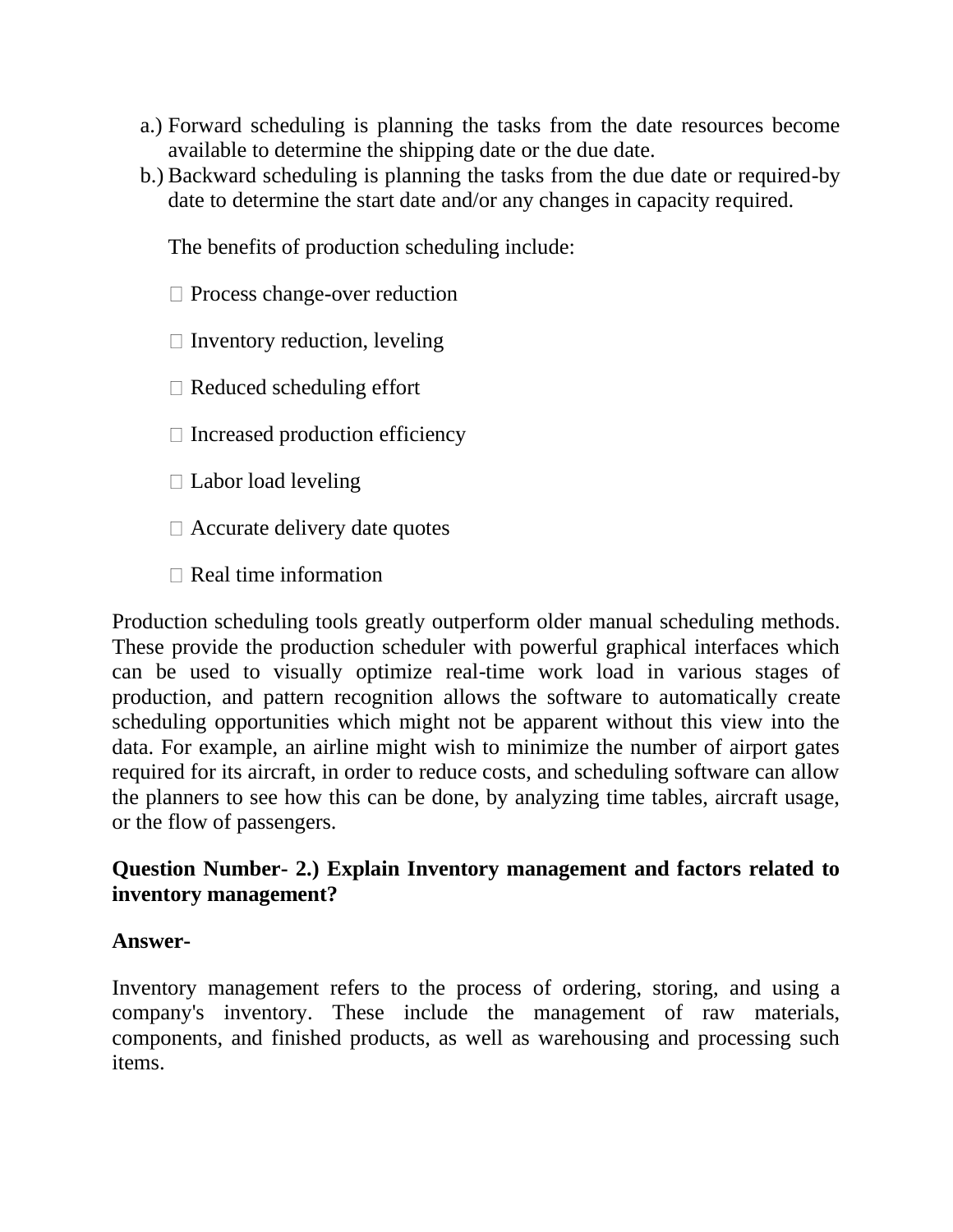a.) Forward scheduling is planning the tasks from the date resources become available to determine the shipping date or the due date.

b.) Backward scheduling is planning the tasks from the due date or required-by date to determine the start date and/or any changes in capacity required.

The benefits of production scheduling include:

- Process change-over reduction
- Inventory reduction, leveling
- Reduced scheduling effort
- Increased production efficiency
- Labor load leveling
- Accurate delivery date quotes
- Real time information

Production scheduling tools greatly outperform older manual scheduling methods. These provide the production scheduler with powerful graphical interfaces which can be used to visually optimize real-time work load in various stages of production, and pattern recognition allows the software to automatically create scheduling opportunities which might not be apparent without this view into the data. For example, an airline might wish to minimize the number of airport gates required for its aircraft, in order to reduce costs, and scheduling software can allow the planners to see how this can be done, by analyzing time tables, aircraft usage, or the flow of passengers.

**Question Number- 2.) Explain Inventory management and factors related to inventory management?**

**Answer-**

Inventory management refers to the process of ordering, storing, and using a company's inventory. These include the management of raw materials, components, and finished products, as well as warehousing and processing such items.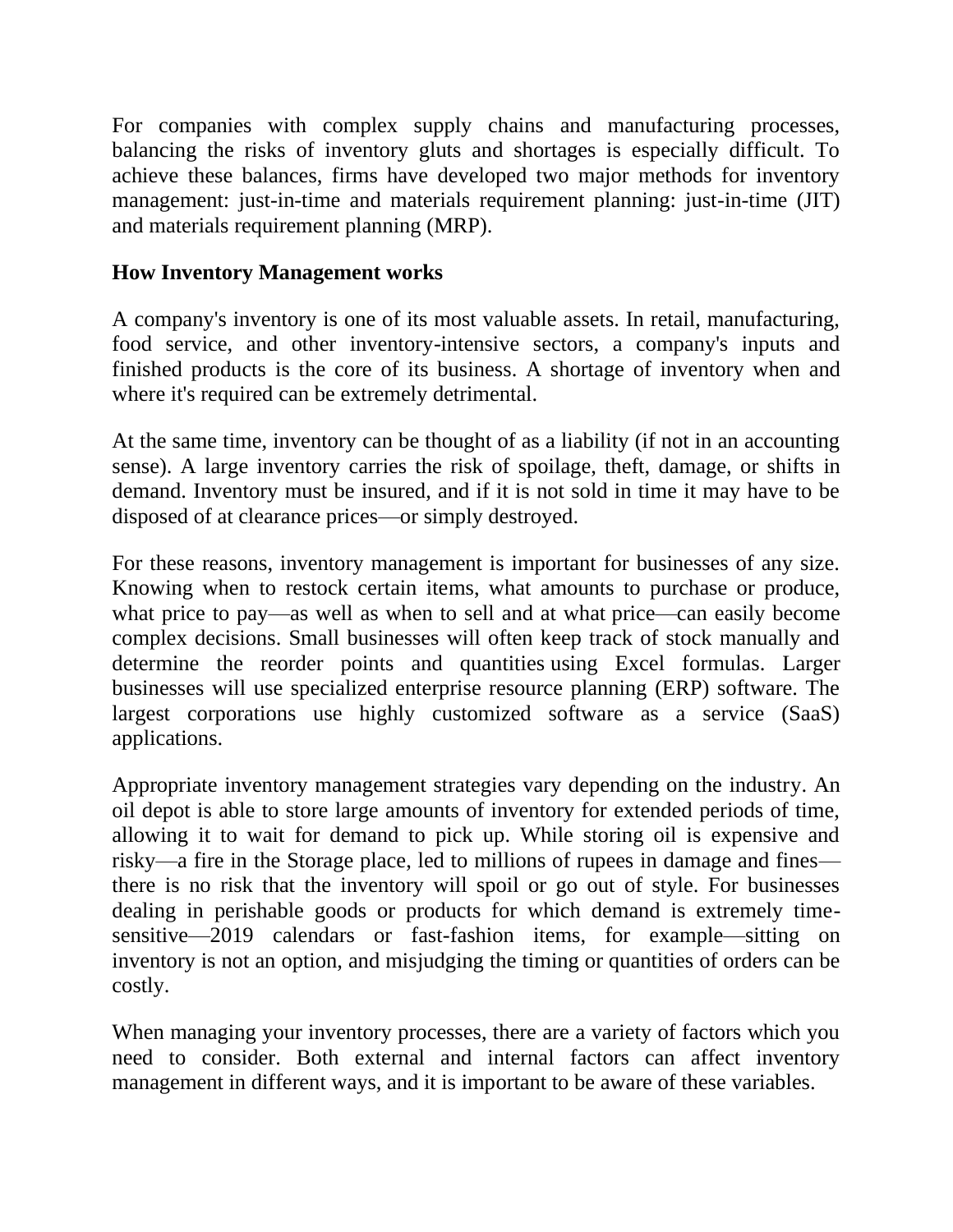For companies with complex supply chains and manufacturing processes, balancing the risks of inventory gluts and shortages is especially difficult. To achieve these balances, firms have developed two major methods for inventory management: just-in-time and materials requirement planning: just-in-time (JIT) and materials requirement planning (MRP).

**How Inventory Management works**

A company's inventory is one of its most valuable assets. In retail, manufacturing, food service, and other inventory-intensive sectors, a company's inputs and finished products is the core of its business. A shortage of inventory when and where it's required can be extremely detrimental.

At the same time, inventory can be thought of as a liability (if not in an accounting sense). A large inventory carries the risk of spoilage, theft, damage, or shifts in demand. Inventory must be insured, and if it is not sold in time it may have to be disposed of at clearance prices—or simply destroyed.

For these reasons, inventory management is important for businesses of any size. Knowing when to restock certain items, what amounts to purchase or produce, what price to pay—as well as when to sell and at what price—can easily become complex decisions. Small businesses will often keep track of stock manually and determine the reorder points and quantities using Excel formulas. Larger businesses will use specialized enterprise resource planning (ERP) software. The largest corporations use highly customized software as a service (SaaS) applications.

Appropriate inventory management strategies vary depending on the industry. An oil depot is able to store large amounts of inventory for extended periods of time, allowing it to wait for demand to pick up. While storing oil is expensive and risky—a fire in the Storage place, led to millions of rupees in damage and fines—there is no risk that the inventory will spoil or go out of style. For businesses dealing in perishable goods or products for which demand is extremely time-sensitive—2019 calendars or fast-fashion items, for example—sitting on inventory is not an option, and misjudging the timing or quantities of orders can be costly.

When managing your inventory processes, there are a variety of factors which you need to consider. Both external and internal factors can affect inventory management in different ways, and it is important to be aware of these variables.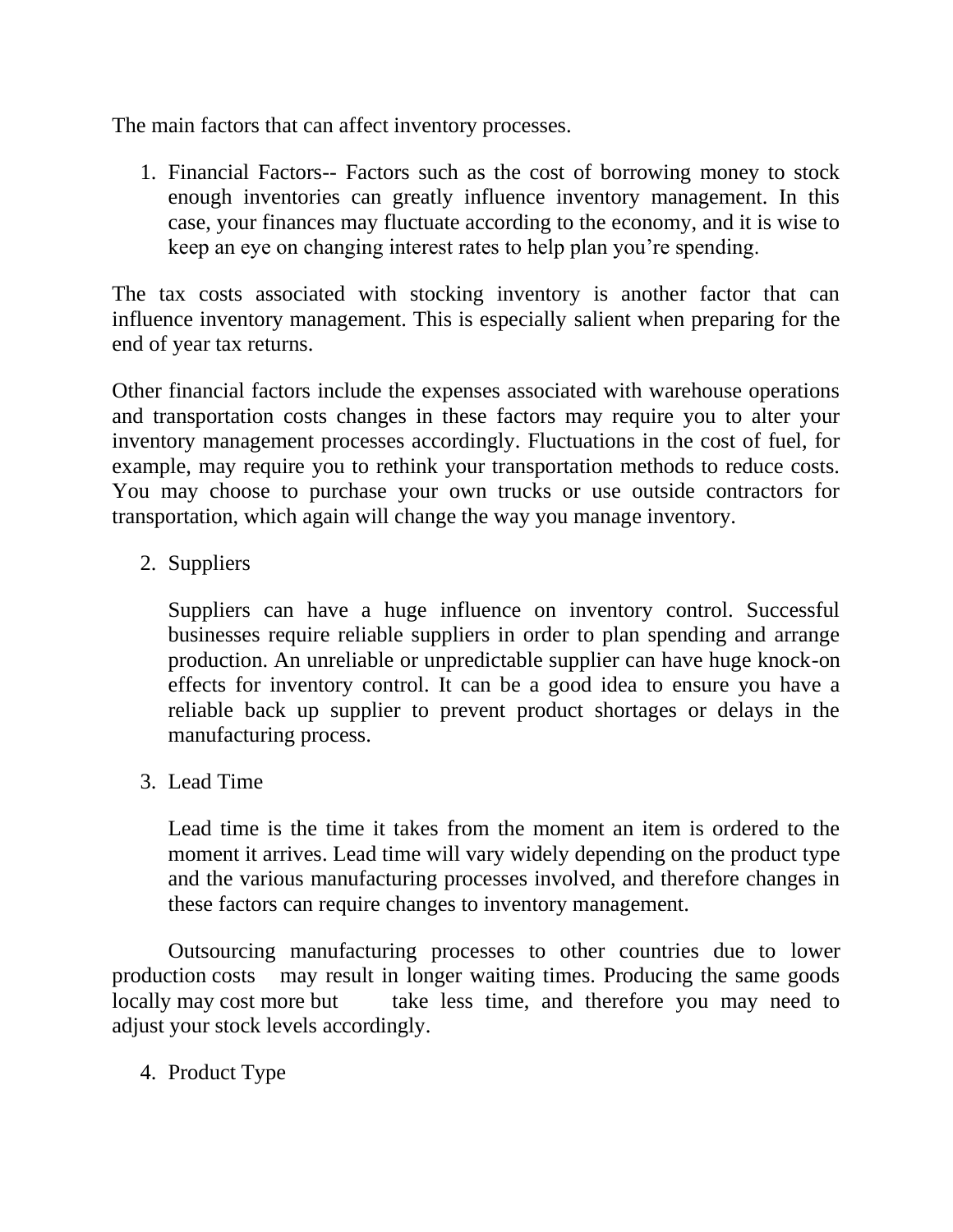The main factors that can affect inventory processes.

1. Financial Factors-- Factors such as the cost of borrowing money to stock enough inventories can greatly influence inventory management. In this case, your finances may fluctuate according to the economy, and it is wise to keep an eye on changing interest rates to help plan you're spending.

The tax costs associated with stocking inventory is another factor that can influence inventory management. This is especially salient when preparing for the end of year tax returns.

Other financial factors include the expenses associated with warehouse operations and transportation costs changes in these factors may require you to alter your inventory management processes accordingly. Fluctuations in the cost of fuel, for example, may require you to rethink your transportation methods to reduce costs. You may choose to purchase your own trucks or use outside contractors for transportation, which again will change the way you manage inventory.

2. Suppliers

   Suppliers can have a huge influence on inventory control. Successful businesses require reliable suppliers in order to plan spending and arrange production. An unreliable or unpredictable supplier can have huge knock-on effects for inventory control. It can be a good idea to ensure you have a reliable back up supplier to prevent product shortages or delays in the manufacturing process.

3. Lead Time

   Lead time is the time it takes from the moment an item is ordered to the moment it arrives. Lead time will vary widely depending on the product type and the various manufacturing processes involved, and therefore changes in these factors can require changes to inventory management.

Outsourcing manufacturing processes to other countries due to lower production costs may result in longer waiting times. Producing the same goods locally may cost more but take less time, and therefore you may need to adjust your stock levels accordingly.

4. Product Type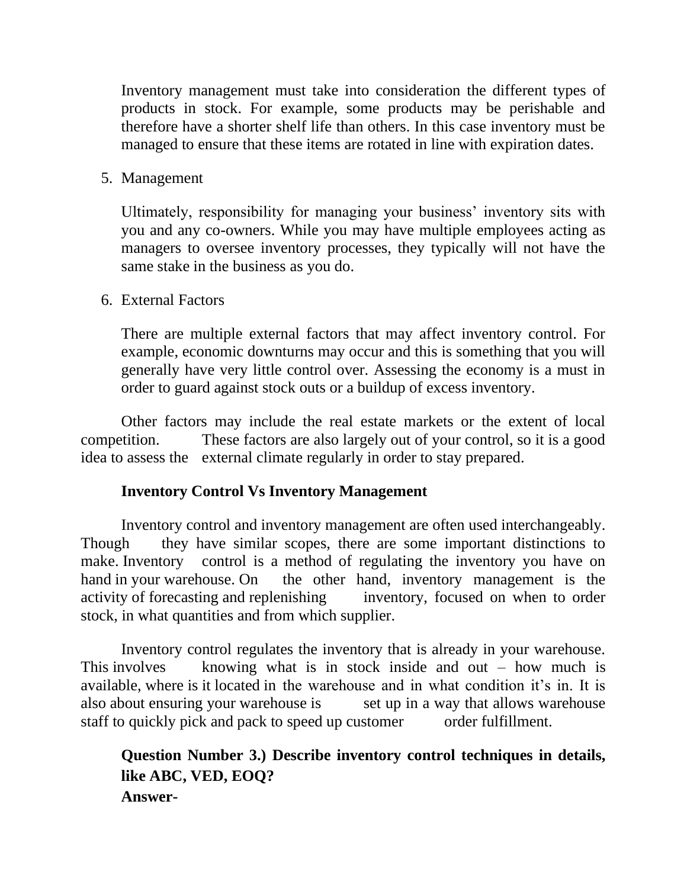Inventory management must take into consideration the different types of products in stock. For example, some products may be perishable and therefore have a shorter shelf life than others. In this case inventory must be managed to ensure that these items are rotated in line with expiration dates.

5. Management

   Ultimately, responsibility for managing your business' inventory sits with you and any co-owners. While you may have multiple employees acting as managers to oversee inventory processes, they typically will not have the same stake in the business as you do.

6. External Factors

   There are multiple external factors that may affect inventory control. For example, economic downturns may occur and this is something that you will generally have very little control over. Assessing the economy is a must in order to guard against stock outs or a buildup of excess inventory.

Other factors may include the real estate markets or the extent of local competition. These factors are also largely out of your control, so it is a good idea to assess the external climate regularly in order to stay prepared.

**Inventory Control Vs Inventory Management**

Inventory control and inventory management are often used interchangeably. Though they have similar scopes, there are some important distinctions to make. Inventory control is a method of regulating the inventory you have on hand in your warehouse. On the other hand, inventory management is the activity of forecasting and replenishing inventory, focused on when to order stock, in what quantities and from which supplier.

Inventory control regulates the inventory that is already in your warehouse. This involves knowing what is in stock inside and out – how much is available, where is it located in the warehouse and in what condition it's in. It is also about ensuring your warehouse is set up in a way that allows warehouse staff to quickly pick and pack to speed up customer order fulfillment.

**Question Number 3.) Describe inventory control techniques in details, like ABC, VED, EOQ?**

**Answer-**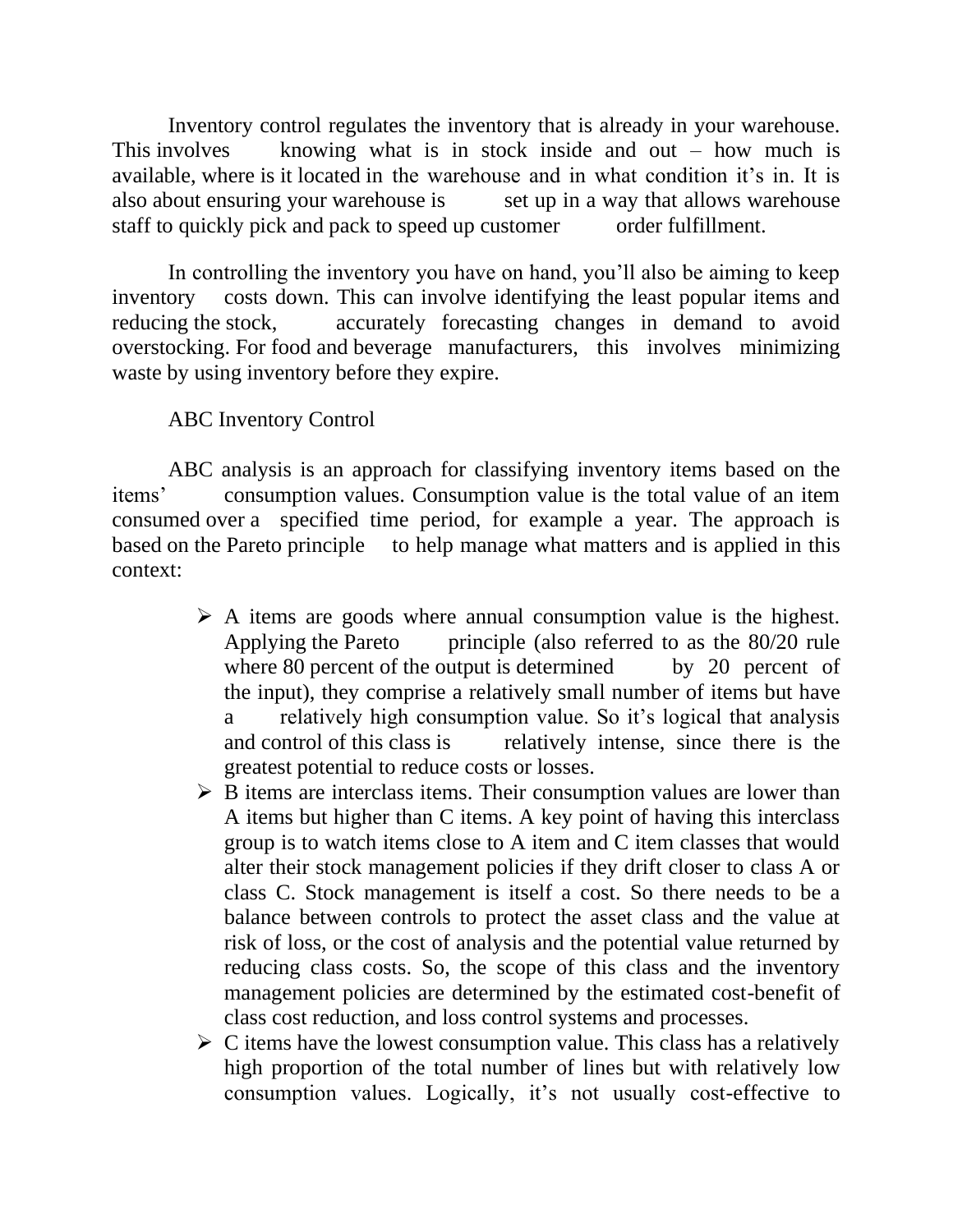Inventory control regulates the inventory that is already in your warehouse. This involves knowing what is in stock inside and out – how much is available, where is it located in the warehouse and in what condition it's in. It is also about ensuring your warehouse is set up in a way that allows warehouse staff to quickly pick and pack to speed up customer order fulfillment.

In controlling the inventory you have on hand, you'll also be aiming to keep inventory costs down. This can involve identifying the least popular items and reducing the stock, accurately forecasting changes in demand to avoid overstocking. For food and beverage manufacturers, this involves minimizing waste by using inventory before they expire.

ABC Inventory Control

ABC analysis is an approach for classifying inventory items based on the items' consumption values. Consumption value is the total value of an item consumed over a specified time period, for example a year. The approach is based on the Pareto principle to help manage what matters and is applied in this context:

- A items are goods where annual consumption value is the highest. Applying the Pareto principle (also referred to as the 80/20 rule where 80 percent of the output is determined by 20 percent of the input), they comprise a relatively small number of items but have a relatively high consumption value. So it's logical that analysis and control of this class is relatively intense, since there is the greatest potential to reduce costs or losses.
- B items are interclass items. Their consumption values are lower than A items but higher than C items. A key point of having this interclass group is to watch items close to A item and C item classes that would alter their stock management policies if they drift closer to class A or class C. Stock management is itself a cost. So there needs to be a balance between controls to protect the asset class and the value at risk of loss, or the cost of analysis and the potential value returned by reducing class costs. So, the scope of this class and the inventory management policies are determined by the estimated cost-benefit of class cost reduction, and loss control systems and processes.
- C items have the lowest consumption value. This class has a relatively high proportion of the total number of lines but with relatively low consumption values. Logically, it's not usually cost-effective to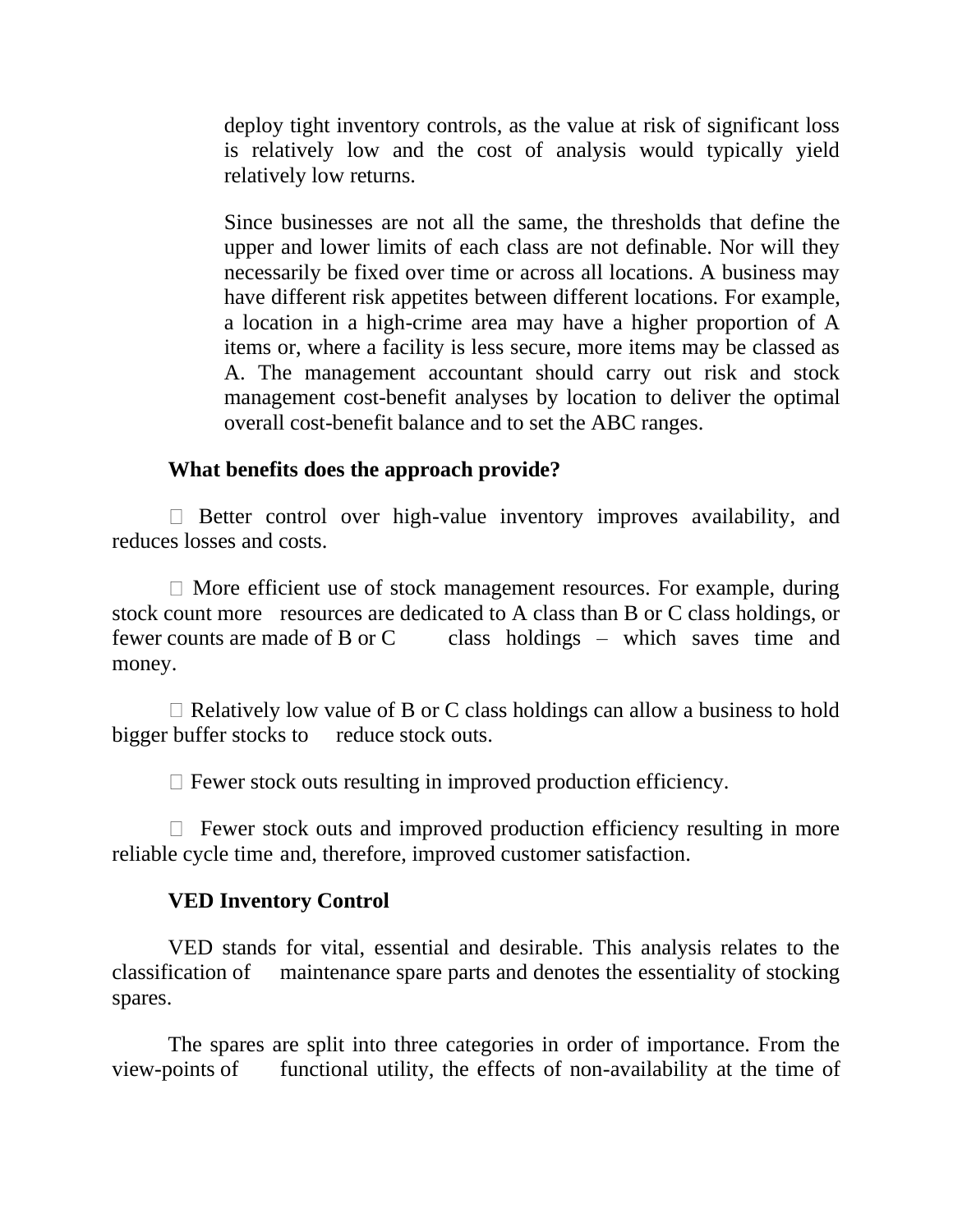deploy tight inventory controls, as the value at risk of significant loss is relatively low and the cost of analysis would typically yield relatively low returns.

Since businesses are not all the same, the thresholds that define the upper and lower limits of each class are not definable. Nor will they necessarily be fixed over time or across all locations. A business may have different risk appetites between different locations. For example, a location in a high-crime area may have a higher proportion of A items or, where a facility is less secure, more items may be classed as A. The management accountant should carry out risk and stock management cost-benefit analyses by location to deliver the optimal overall cost-benefit balance and to set the ABC ranges.

**What benefits does the approach provide?**

- Better control over high-value inventory improves availability, and reduces losses and costs.
- More efficient use of stock management resources. For example, during stock count more resources are dedicated to A class than B or C class holdings, or fewer counts are made of B or C class holdings – which saves time and money.
- Relatively low value of B or C class holdings can allow a business to hold bigger buffer stocks to reduce stock outs.
- Fewer stock outs resulting in improved production efficiency.
- Fewer stock outs and improved production efficiency resulting in more reliable cycle time and, therefore, improved customer satisfaction.

**VED Inventory Control**

VED stands for vital, essential and desirable. This analysis relates to the classification of maintenance spare parts and denotes the essentiality of stocking spares.

The spares are split into three categories in order of importance. From the view-points of functional utility, the effects of non-availability at the time of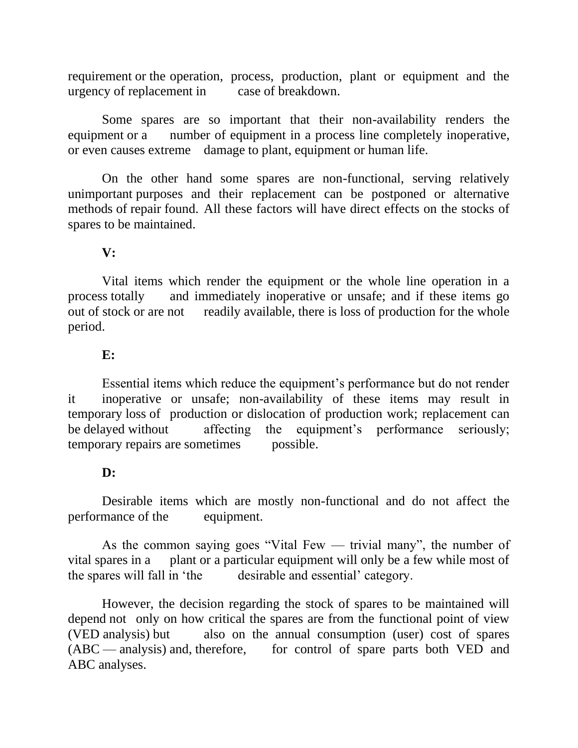requirement or the operation, process, production, plant or equipment and the urgency of replacement in case of breakdown.

Some spares are so important that their non-availability renders the equipment or a number of equipment in a process line completely inoperative, or even causes extreme damage to plant, equipment or human life.

On the other hand some spares are non-functional, serving relatively unimportant purposes and their replacement can be postponed or alternative methods of repair found. All these factors will have direct effects on the stocks of spares to be maintained.

**V:**

Vital items which render the equipment or the whole line operation in a process totally and immediately inoperative or unsafe; and if these items go out of stock or are not readily available, there is loss of production for the whole period.

**E:**

Essential items which reduce the equipment's performance but do not render it inoperative or unsafe; non-availability of these items may result in temporary loss of production or dislocation of production work; replacement can be delayed without affecting the equipment's performance seriously; temporary repairs are sometimes possible.

**D:**

Desirable items which are mostly non-functional and do not affect the performance of the equipment.

As the common saying goes "Vital Few — trivial many", the number of vital spares in a plant or a particular equipment will only be a few while most of the spares will fall in 'the desirable and essential' category.

However, the decision regarding the stock of spares to be maintained will depend not only on how critical the spares are from the functional point of view (VED analysis) but also on the annual consumption (user) cost of spares (ABC — analysis) and, therefore, for control of spare parts both VED and ABC analyses.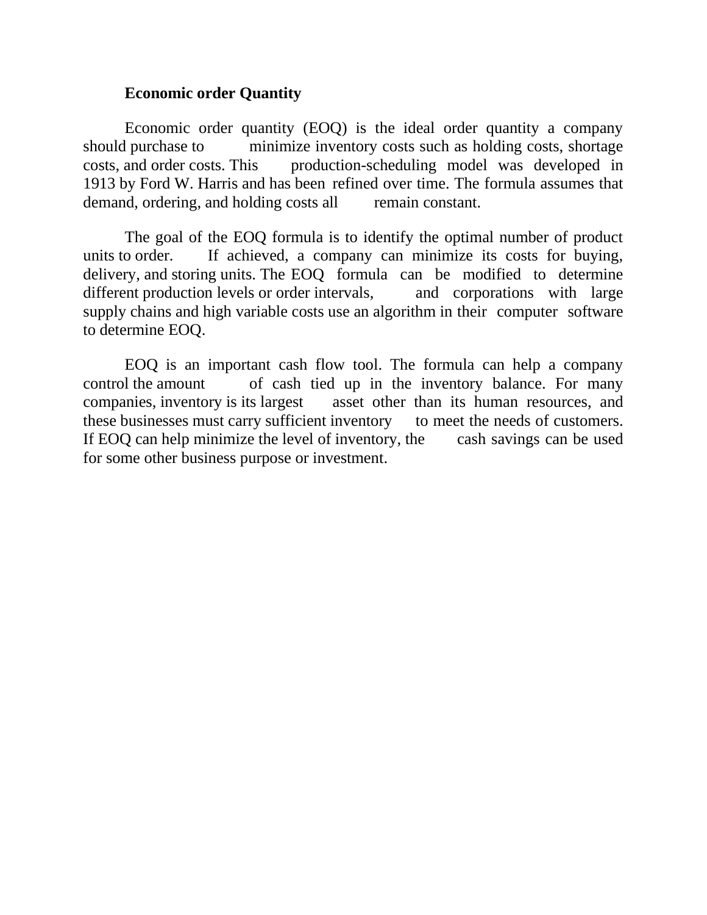## Economic order Quantity

Economic order quantity (EOQ) is the ideal order quantity a company should purchase to minimize inventory costs such as holding costs, shortage costs, and order costs. This production-scheduling model was developed in 1913 by Ford W. Harris and has been refined over time. The formula assumes that demand, ordering, and holding costs all remain constant.

The goal of the EOQ formula is to identify the optimal number of product units to order. If achieved, a company can minimize its costs for buying, delivery, and storing units. The EOQ formula can be modified to determine different production levels or order intervals, and corporations with large supply chains and high variable costs use an algorithm in their computer software to determine EOQ.

EOQ is an important cash flow tool. The formula can help a company control the amount of cash tied up in the inventory balance. For many companies, inventory is its largest asset other than its human resources, and these businesses must carry sufficient inventory to meet the needs of customers. If EOQ can help minimize the level of inventory, the cash savings can be used for some other business purpose or investment.